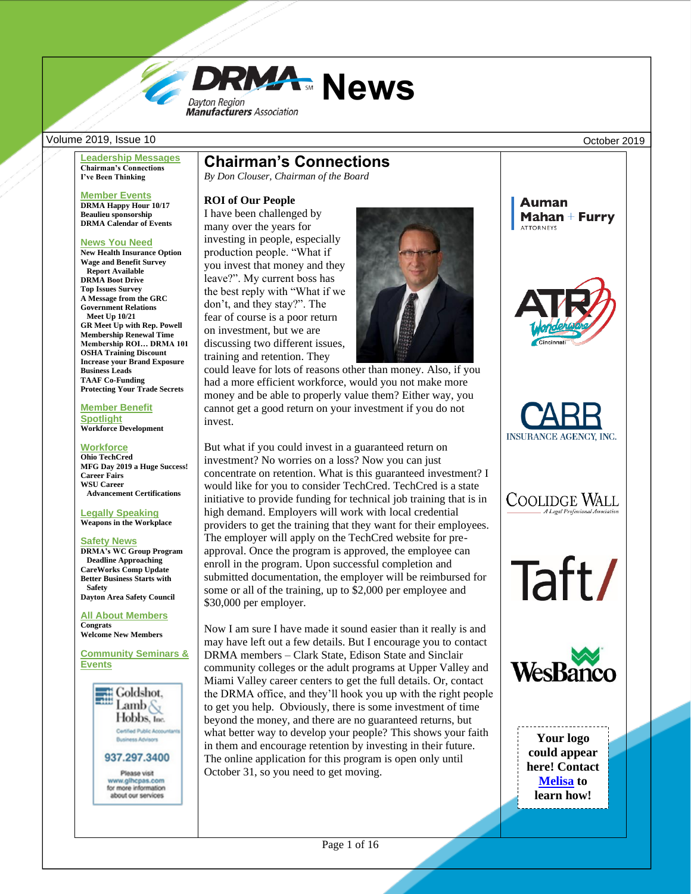# DRMA News

Dayton Region Manufacturers Association

Volume 2019, Issue 10 | October 2019

**Leadership Messages**
- Chairman's Connections
- I've Been Thinking

**Member Events**
- DRMA Happy Hour 10/17
- Beaulieu sponsorship
- DRMA Calendar of Events

**News You Need**
- New Health Insurance Option
- Wage and Benefit Survey Report Available
- DRMA Boot Drive
- Top Issues Survey
- A Message from the GRC
- Government Relations Meet Up 10/21
- GR Meet Up with Rep. Powell
- Membership Renewal Time
- Membership ROI… DRMA 101
- OSHA Training Discount
- Increase your Brand Exposure
- Business Leads
- TAAF Co-Funding
- Protecting Your Trade Secrets

**Member Benefit Spotlight**
- Workforce Development

**Workforce**
- Ohio TechCred
- MFG Day 2019 a Huge Success!
- Career Fairs
- WSU Career Advancement Certifications

**Legally Speaking**
- Weapons in the Workplace

**Safety News**
- DRMA's WC Group Program Deadline Approaching
- CareWorks Comp Update
- Better Business Starts with Safety
- Dayton Area Safety Council

**All About Members**
- Congrats
- Welcome New Members

**Community Seminars & Events**

Goldshot, Lamb & Hobbs, Inc. Certified Public Accountants Business Advisors
937.297.3400
Please visit www.glhcpas.com for more information about our services

## Chairman's Connections

*By Don Clouser, Chairman of the Board*

**ROI of Our People**

I have been challenged by many over the years for investing in people, especially production people. "What if you invest that money and they leave?". My current boss has the best reply with "What if we don't, and they stay?". The fear of course is a poor return on investment, but we are discussing two different issues, training and retention. They could leave for lots of reasons other than money. Also, if you had a more efficient workforce, would you not make more money and be able to properly value them? Either way, you cannot get a good return on your investment if you do not invest.

But what if you could invest in a guaranteed return on investment? No worries on a loss? Now you can just concentrate on retention. What is this guaranteed investment? I would like for you to consider TechCred. TechCred is a state initiative to provide funding for technical job training that is in high demand. Employers will work with local credential providers to get the training that they want for their employees. The employer will apply on the TechCred website for pre-approval. Once the program is approved, the employee can enroll in the program. Upon successful completion and submitted documentation, the employer will be reimbursed for some or all of the training, up to $2,000 per employee and $30,000 per employer.

Now I am sure I have made it sound easier than it really is and may have left out a few details. But I encourage you to contact DRMA members – Clark State, Edison State and Sinclair community colleges or the adult programs at Upper Valley and Miami Valley career centers to get the full details. Or, contact the DRMA office, and they'll hook you up with the right people to get you help. Obviously, there is some investment of time beyond the money, and there are no guaranteed returns, but what better way to develop your people? This shows your faith in them and encourage retention by investing in their future. The online application for this program is open only until October 31, so you need to get moving.

Auman Mahan + Furry Attorneys

ATR Wonderware Cincinnati

CARR Insurance Agency, Inc.

Coolidge Wall A Legal Professional Association

Taft/

WesBanco

**Your logo could appear here! Contact Melisa to learn how!**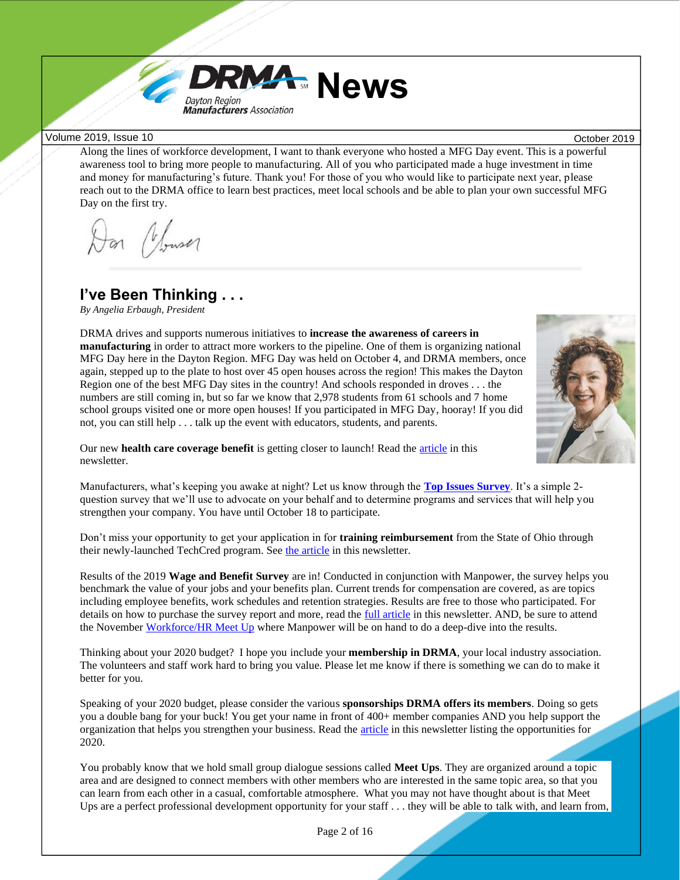Along the lines of workforce development, I want to thank everyone who hosted a MFG Day event. This is a powerful awareness tool to bring more people to manufacturing. All of you who participated made a huge investment in time and money for manufacturing's future. Thank you! For those of you who would like to participate next year, please reach out to the DRMA office to learn best practices, meet local schools and be able to plan your own successful MFG Day on the first try.

## I've Been Thinking . . .

*By Angelia Erbaugh, President*

DRMA drives and supports numerous initiatives to **increase the awareness of careers in manufacturing** in order to attract more workers to the pipeline. One of them is organizing national MFG Day here in the Dayton Region. MFG Day was held on October 4, and DRMA members, once again, stepped up to the plate to host over 45 open houses across the region! This makes the Dayton Region one of the best MFG Day sites in the country! And schools responded in droves . . . the numbers are still coming in, but so far we know that 2,978 students from 61 schools and 7 home school groups visited one or more open houses! If you participated in MFG Day, hooray! If you did not, you can still help . . . talk up the event with educators, students, and parents.

Our new **health care coverage benefit** is getting closer to launch! Read the article in this newsletter.

Manufacturers, what's keeping you awake at night? Let us know through the **Top Issues Survey**. It's a simple 2-question survey that we'll use to advocate on your behalf and to determine programs and services that will help you strengthen your company. You have until October 18 to participate.

Don't miss your opportunity to get your application in for **training reimbursement** from the State of Ohio through their newly-launched TechCred program. See the article in this newsletter.

Results of the 2019 **Wage and Benefit Survey** are in! Conducted in conjunction with Manpower, the survey helps you benchmark the value of your jobs and your benefits plan. Current trends for compensation are covered, as are topics including employee benefits, work schedules and retention strategies. Results are free to those who participated. For details on how to purchase the survey report and more, read the full article in this newsletter. AND, be sure to attend the November Workforce/HR Meet Up where Manpower will be on hand to do a deep-dive into the results.

Thinking about your 2020 budget? I hope you include your **membership in DRMA**, your local industry association. The volunteers and staff work hard to bring you value. Please let me know if there is something we can do to make it better for you.

Speaking of your 2020 budget, please consider the various **sponsorships DRMA offers its members**. Doing so gets you a double bang for your buck! You get your name in front of 400+ member companies AND you help support the organization that helps you strengthen your business. Read the article in this newsletter listing the opportunities for 2020.

You probably know that we hold small group dialogue sessions called **Meet Ups**. They are organized around a topic area and are designed to connect members with other members who are interested in the same topic area, so that you can learn from each other in a casual, comfortable atmosphere. What you may not have thought about is that Meet Ups are a perfect professional development opportunity for your staff . . . they will be able to talk with, and learn from,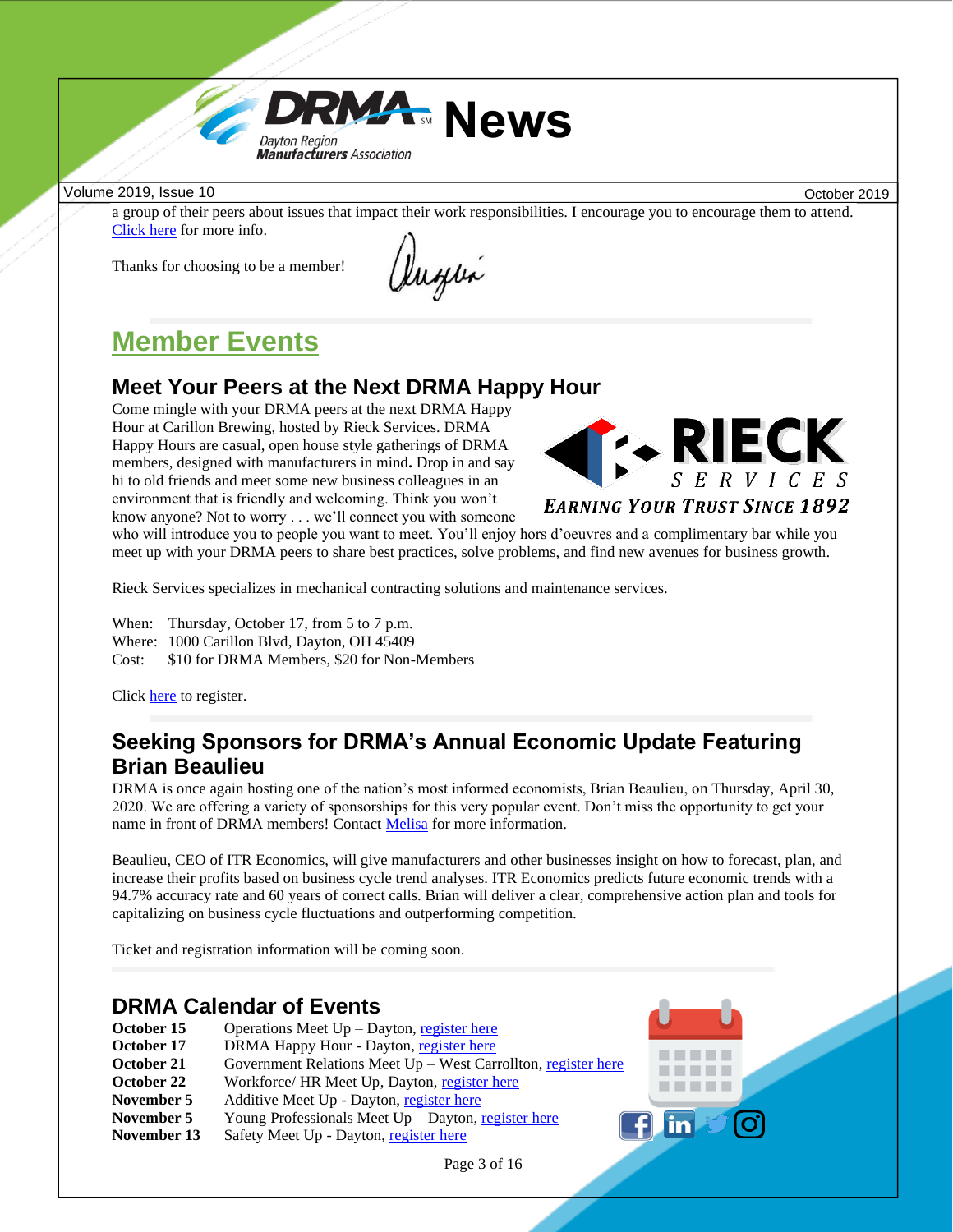a group of their peers about issues that impact their work responsibilities. I encourage you to encourage them to attend. Click here for more info.

Thanks for choosing to be a member!

## Member Events

### Meet Your Peers at the Next DRMA Happy Hour

Come mingle with your DRMA peers at the next DRMA Happy Hour at Carillon Brewing, hosted by Rieck Services. DRMA Happy Hours are casual, open house style gatherings of DRMA members, designed with manufacturers in mind**.** Drop in and say hi to old friends and meet some new business colleagues in an environment that is friendly and welcoming. Think you won't know anyone? Not to worry . . . we'll connect you with someone who will introduce you to people you want to meet. You'll enjoy hors d'oeuvres and a complimentary bar while you meet up with your DRMA peers to share best practices, solve problems, and find new avenues for business growth.

Rieck Services specializes in mechanical contracting solutions and maintenance services.

When: Thursday, October 17, from 5 to 7 p.m.
Where: 1000 Carillon Blvd, Dayton, OH 45409
Cost: $10 for DRMA Members, $20 for Non-Members

Click here to register.

### Seeking Sponsors for DRMA's Annual Economic Update Featuring Brian Beaulieu

DRMA is once again hosting one of the nation's most informed economists, Brian Beaulieu, on Thursday, April 30, 2020. We are offering a variety of sponsorships for this very popular event. Don't miss the opportunity to get your name in front of DRMA members! Contact Melisa for more information.

Beaulieu, CEO of ITR Economics, will give manufacturers and other businesses insight on how to forecast, plan, and increase their profits based on business cycle trend analyses. ITR Economics predicts future economic trends with a 94.7% accuracy rate and 60 years of correct calls. Brian will deliver a clear, comprehensive action plan and tools for capitalizing on business cycle fluctuations and outperforming competition.

Ticket and registration information will be coming soon.

### DRMA Calendar of Events

**October 15** Operations Meet Up – Dayton, register here
**October 17** DRMA Happy Hour - Dayton, register here
**October 21** Government Relations Meet Up – West Carrollton, register here
**October 22** Workforce/ HR Meet Up, Dayton, register here
**November 5** Additive Meet Up - Dayton, register here
**November 5** Young Professionals Meet Up – Dayton, register here
**November 13** Safety Meet Up - Dayton, register here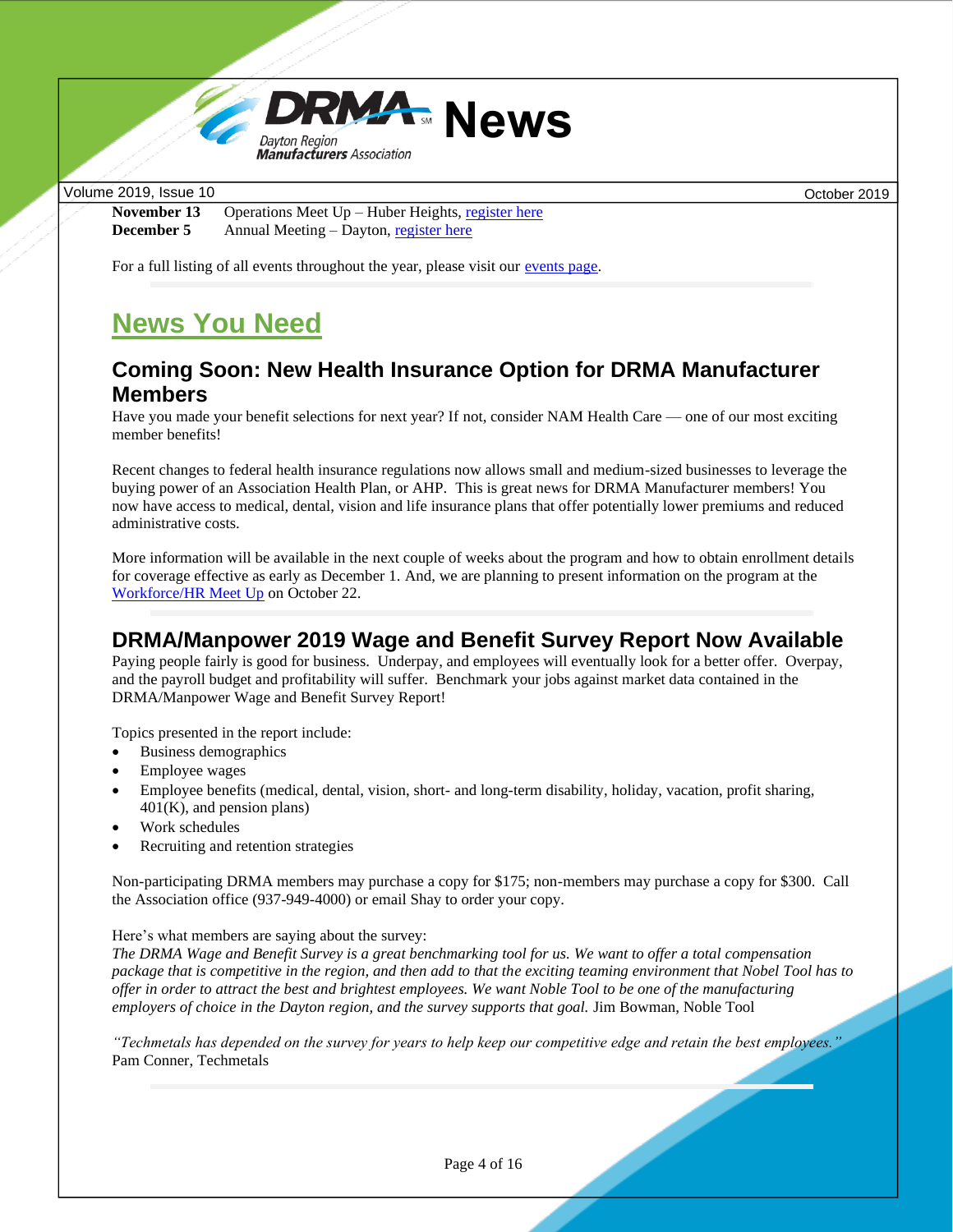| | |
|---|---|
| **November 13** | Operations Meet Up – Huber Heights, register here |
| **December 5** | Annual Meeting – Dayton, register here |

For a full listing of all events throughout the year, please visit our events page.

# News You Need

## Coming Soon: New Health Insurance Option for DRMA Manufacturer Members

Have you made your benefit selections for next year? If not, consider NAM Health Care — one of our most exciting member benefits!

Recent changes to federal health insurance regulations now allows small and medium-sized businesses to leverage the buying power of an Association Health Plan, or AHP. This is great news for DRMA Manufacturer members! You now have access to medical, dental, vision and life insurance plans that offer potentially lower premiums and reduced administrative costs.

More information will be available in the next couple of weeks about the program and how to obtain enrollment details for coverage effective as early as December 1. And, we are planning to present information on the program at the Workforce/HR Meet Up on October 22.

## DRMA/Manpower 2019 Wage and Benefit Survey Report Now Available

Paying people fairly is good for business. Underpay, and employees will eventually look for a better offer. Overpay, and the payroll budget and profitability will suffer. Benchmark your jobs against market data contained in the DRMA/Manpower Wage and Benefit Survey Report!

Topics presented in the report include:

- Business demographics
- Employee wages
- Employee benefits (medical, dental, vision, short- and long-term disability, holiday, vacation, profit sharing, 401(K), and pension plans)
- Work schedules
- Recruiting and retention strategies

Non-participating DRMA members may purchase a copy for $175; non-members may purchase a copy for $300. Call the Association office (937-949-4000) or email Shay to order your copy.

Here's what members are saying about the survey:
*The DRMA Wage and Benefit Survey is a great benchmarking tool for us. We want to offer a total compensation package that is competitive in the region, and then add to that the exciting teaming environment that Nobel Tool has to offer in order to attract the best and brightest employees. We want Noble Tool to be one of the manufacturing employers of choice in the Dayton region, and the survey supports that goal.* Jim Bowman, Noble Tool

*"Techmetals has depended on the survey for years to help keep our competitive edge and retain the best employees."* Pam Conner, Techmetals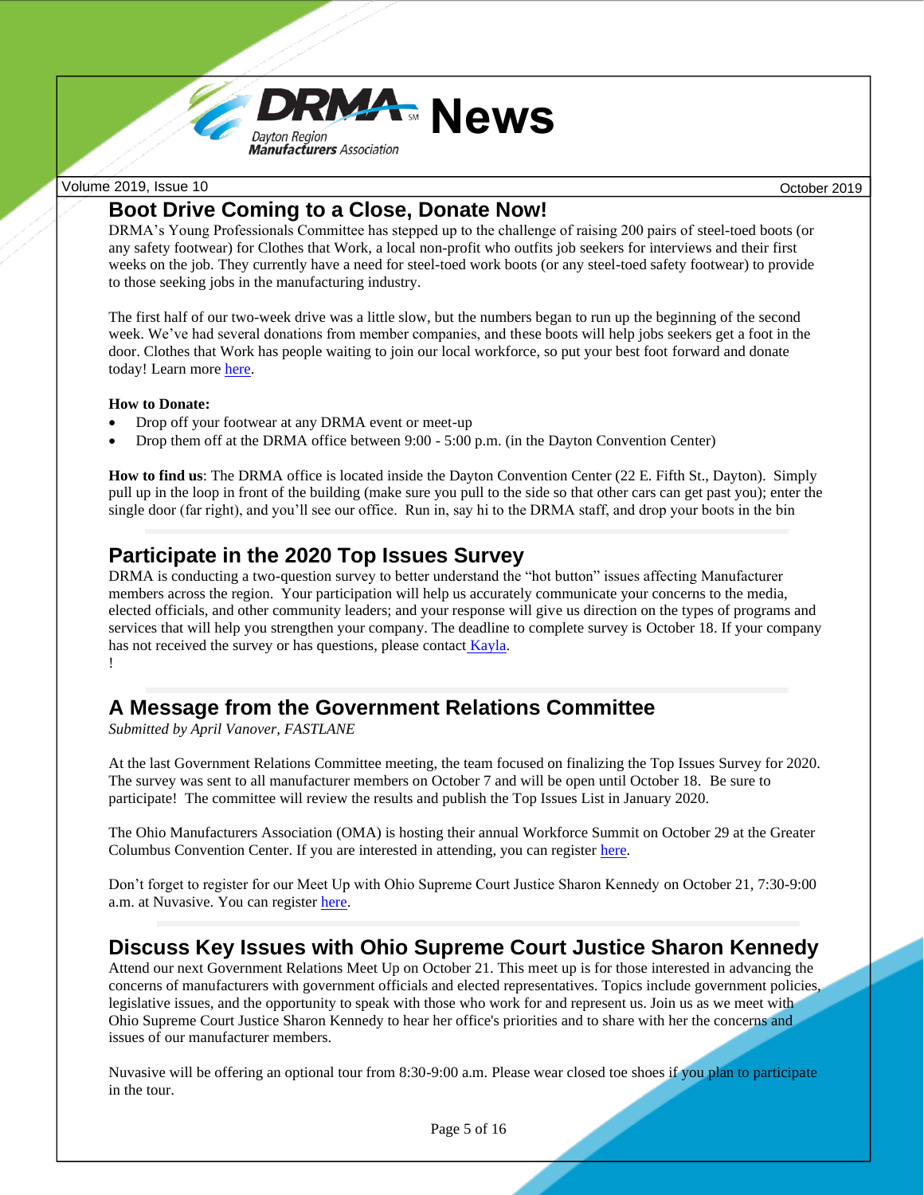## Boot Drive Coming to a Close, Donate Now!

DRMA's Young Professionals Committee has stepped up to the challenge of raising 200 pairs of steel-toed boots (or any safety footwear) for Clothes that Work, a local non-profit who outfits job seekers for interviews and their first weeks on the job. They currently have a need for steel-toed work boots (or any steel-toed safety footwear) to provide to those seeking jobs in the manufacturing industry.

The first half of our two-week drive was a little slow, but the numbers began to run up the beginning of the second week. We've had several donations from member companies, and these boots will help jobs seekers get a foot in the door. Clothes that Work has people waiting to join our local workforce, so put your best foot forward and donate today! Learn more here.

**How to Donate:**

- Drop off your footwear at any DRMA event or meet-up
- Drop them off at the DRMA office between 9:00 - 5:00 p.m. (in the Dayton Convention Center)

**How to find us**: The DRMA office is located inside the Dayton Convention Center (22 E. Fifth St., Dayton). Simply pull up in the loop in front of the building (make sure you pull to the side so that other cars can get past you); enter the single door (far right), and you'll see our office. Run in, say hi to the DRMA staff, and drop your boots in the bin

## Participate in the 2020 Top Issues Survey

DRMA is conducting a two-question survey to better understand the "hot button" issues affecting Manufacturer members across the region. Your participation will help us accurately communicate your concerns to the media, elected officials, and other community leaders; and your response will give us direction on the types of programs and services that will help you strengthen your company. The deadline to complete survey is October 18. If your company has not received the survey or has questions, please contact Kayla.
!

## A Message from the Government Relations Committee

*Submitted by April Vanover, FASTLANE*

At the last Government Relations Committee meeting, the team focused on finalizing the Top Issues Survey for 2020. The survey was sent to all manufacturer members on October 7 and will be open until October 18. Be sure to participate! The committee will review the results and publish the Top Issues List in January 2020.

The Ohio Manufacturers Association (OMA) is hosting their annual Workforce Summit on October 29 at the Greater Columbus Convention Center. If you are interested in attending, you can register here.

Don't forget to register for our Meet Up with Ohio Supreme Court Justice Sharon Kennedy on October 21, 7:30-9:00 a.m. at Nuvasive. You can register here.

## Discuss Key Issues with Ohio Supreme Court Justice Sharon Kennedy

Attend our next Government Relations Meet Up on October 21. This meet up is for those interested in advancing the concerns of manufacturers with government officials and elected representatives. Topics include government policies, legislative issues, and the opportunity to speak with those who work for and represent us. Join us as we meet with Ohio Supreme Court Justice Sharon Kennedy to hear her office's priorities and to share with her the concerns and issues of our manufacturer members.

Nuvasive will be offering an optional tour from 8:30-9:00 a.m. Please wear closed toe shoes if you plan to participate in the tour.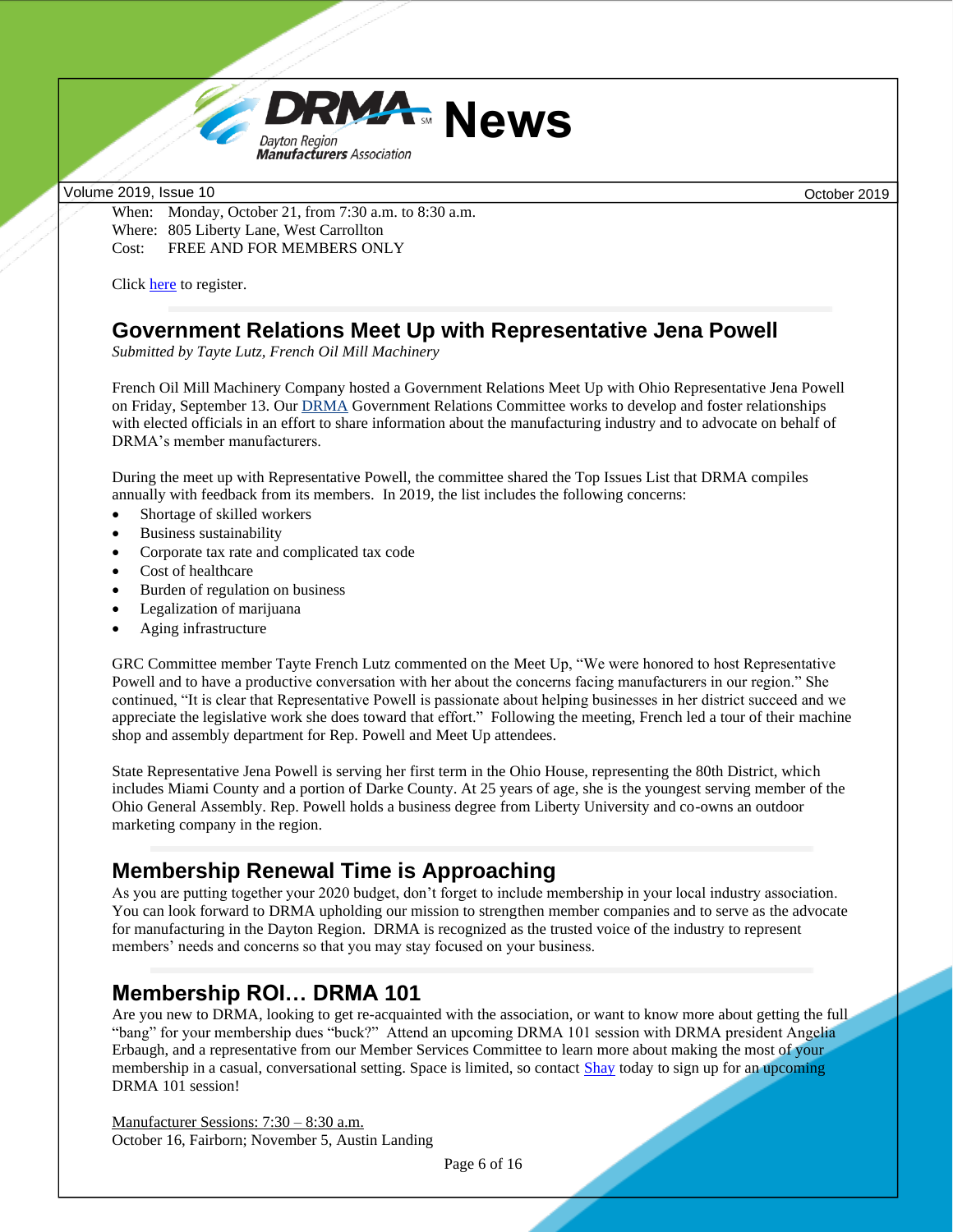When: Monday, October 21, from 7:30 a.m. to 8:30 a.m.
Where: 805 Liberty Lane, West Carrollton
Cost: FREE AND FOR MEMBERS ONLY

Click here to register.

## Government Relations Meet Up with Representative Jena Powell

*Submitted by Tayte Lutz, French Oil Mill Machinery*

French Oil Mill Machinery Company hosted a Government Relations Meet Up with Ohio Representative Jena Powell on Friday, September 13. Our DRMA Government Relations Committee works to develop and foster relationships with elected officials in an effort to share information about the manufacturing industry and to advocate on behalf of DRMA's member manufacturers.

During the meet up with Representative Powell, the committee shared the Top Issues List that DRMA compiles annually with feedback from its members. In 2019, the list includes the following concerns:

- Shortage of skilled workers
- Business sustainability
- Corporate tax rate and complicated tax code
- Cost of healthcare
- Burden of regulation on business
- Legalization of marijuana
- Aging infrastructure

GRC Committee member Tayte French Lutz commented on the Meet Up, "We were honored to host Representative Powell and to have a productive conversation with her about the concerns facing manufacturers in our region." She continued, "It is clear that Representative Powell is passionate about helping businesses in her district succeed and we appreciate the legislative work she does toward that effort." Following the meeting, French led a tour of their machine shop and assembly department for Rep. Powell and Meet Up attendees.

State Representative Jena Powell is serving her first term in the Ohio House, representing the 80th District, which includes Miami County and a portion of Darke County. At 25 years of age, she is the youngest serving member of the Ohio General Assembly. Rep. Powell holds a business degree from Liberty University and co-owns an outdoor marketing company in the region.

## Membership Renewal Time is Approaching

As you are putting together your 2020 budget, don't forget to include membership in your local industry association. You can look forward to DRMA upholding our mission to strengthen member companies and to serve as the advocate for manufacturing in the Dayton Region. DRMA is recognized as the trusted voice of the industry to represent members' needs and concerns so that you may stay focused on your business.

## Membership ROI… DRMA 101

Are you new to DRMA, looking to get re-acquainted with the association, or want to know more about getting the full "bang" for your membership dues "buck?" Attend an upcoming DRMA 101 session with DRMA president Angelia Erbaugh, and a representative from our Member Services Committee to learn more about making the most of your membership in a casual, conversational setting. Space is limited, so contact Shay today to sign up for an upcoming DRMA 101 session!

Manufacturer Sessions: 7:30 – 8:30 a.m.
October 16, Fairborn; November 5, Austin Landing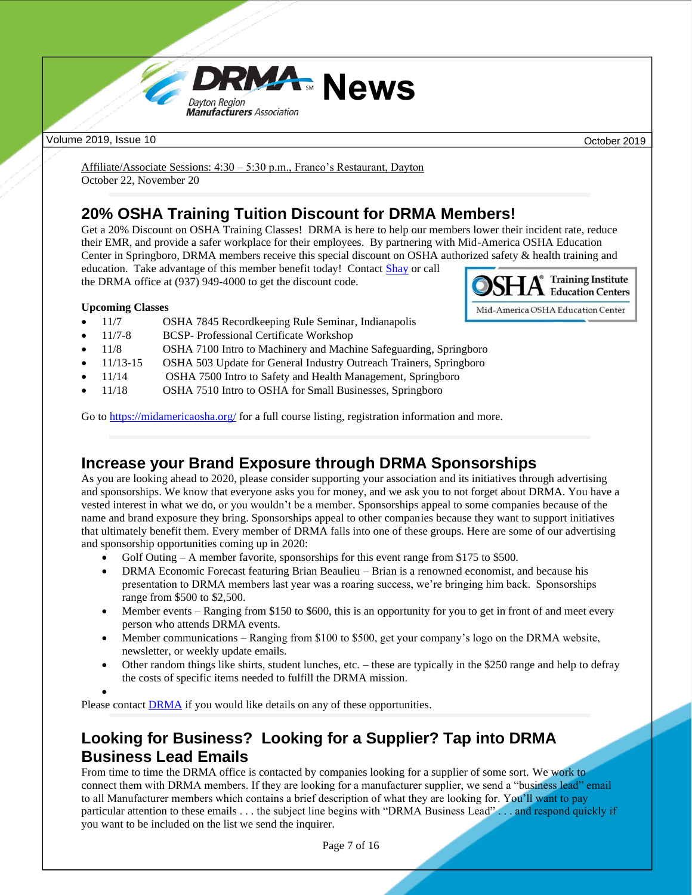Affiliate/Associate Sessions: 4:30 – 5:30 p.m., Franco's Restaurant, Dayton
October 22, November 20

## 20% OSHA Training Tuition Discount for DRMA Members!

Get a 20% Discount on OSHA Training Classes! DRMA is here to help our members lower their incident rate, reduce their EMR, and provide a safer workplace for their employees. By partnering with Mid-America OSHA Education Center in Springboro, DRMA members receive this special discount on OSHA authorized safety & health training and education. Take advantage of this member benefit today! Contact Shay or call the DRMA office at (937) 949-4000 to get the discount code.

**Upcoming Classes**

- 11/7 OSHA 7845 Recordkeeping Rule Seminar, Indianapolis
- 11/7-8 BCSP- Professional Certificate Workshop
- 11/8 OSHA 7100 Intro to Machinery and Machine Safeguarding, Springboro
- 11/13-15 OSHA 503 Update for General Industry Outreach Trainers, Springboro
- 11/14 OSHA 7500 Intro to Safety and Health Management, Springboro
- 11/18 OSHA 7510 Intro to OSHA for Small Businesses, Springboro

Go to https://midamericaosha.org/ for a full course listing, registration information and more.

## Increase your Brand Exposure through DRMA Sponsorships

As you are looking ahead to 2020, please consider supporting your association and its initiatives through advertising and sponsorships. We know that everyone asks you for money, and we ask you to not forget about DRMA. You have a vested interest in what we do, or you wouldn't be a member. Sponsorships appeal to some companies because of the name and brand exposure they bring. Sponsorships appeal to other companies because they want to support initiatives that ultimately benefit them. Every member of DRMA falls into one of these groups. Here are some of our advertising and sponsorship opportunities coming up in 2020:

- Golf Outing – A member favorite, sponsorships for this event range from $175 to $500.
- DRMA Economic Forecast featuring Brian Beaulieu – Brian is a renowned economist, and because his presentation to DRMA members last year was a roaring success, we're bringing him back. Sponsorships range from $500 to $2,500.
- Member events – Ranging from $150 to $600, this is an opportunity for you to get in front of and meet every person who attends DRMA events.
- Member communications – Ranging from $100 to $500, get your company's logo on the DRMA website, newsletter, or weekly update emails.
- Other random things like shirts, student lunches, etc. – these are typically in the $250 range and help to defray the costs of specific items needed to fulfill the DRMA mission.

Please contact DRMA if you would like details on any of these opportunities.

## Looking for Business? Looking for a Supplier? Tap into DRMA Business Lead Emails

From time to time the DRMA office is contacted by companies looking for a supplier of some sort. We work to connect them with DRMA members. If they are looking for a manufacturer supplier, we send a "business lead" email to all Manufacturer members which contains a brief description of what they are looking for. You'll want to pay particular attention to these emails . . . the subject line begins with "DRMA Business Lead" . . . and respond quickly if you want to be included on the list we send the inquirer.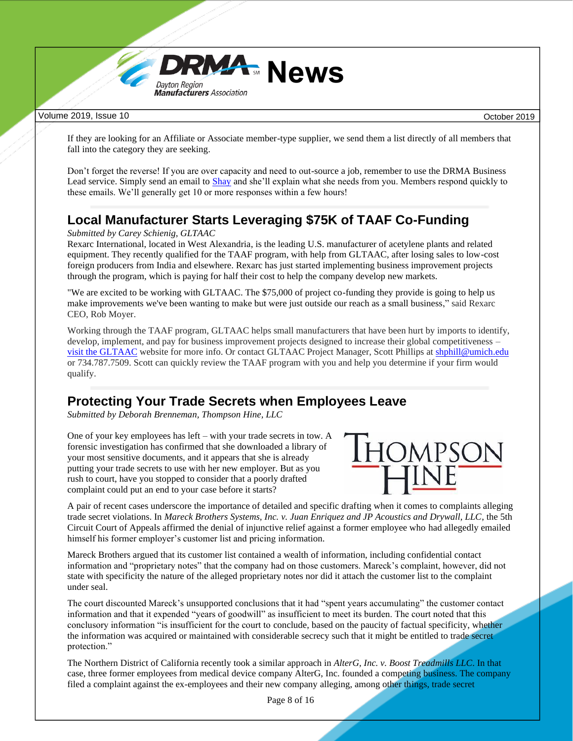If they are looking for an Affiliate or Associate member-type supplier, we send them a list directly of all members that fall into the category they are seeking.

Don't forget the reverse! If you are over capacity and need to out-source a job, remember to use the DRMA Business Lead service. Simply send an email to Shay and she'll explain what she needs from you. Members respond quickly to these emails. We'll generally get 10 or more responses within a few hours!

## Local Manufacturer Starts Leveraging $75K of TAAF Co-Funding

*Submitted by Carey Schienig, GLTAAC*

Rexarc International, located in West Alexandria, is the leading U.S. manufacturer of acetylene plants and related equipment. They recently qualified for the TAAF program, with help from GLTAAC, after losing sales to low-cost foreign producers from India and elsewhere. Rexarc has just started implementing business improvement projects through the program, which is paying for half their cost to help the company develop new markets.

"We are excited to be working with GLTAAC. The $75,000 of project co-funding they provide is going to help us make improvements we've been wanting to make but were just outside our reach as a small business," said Rexarc CEO, Rob Moyer.

Working through the TAAF program, GLTAAC helps small manufacturers that have been hurt by imports to identify, develop, implement, and pay for business improvement projects designed to increase their global competitiveness – visit the GLTAAC website for more info. Or contact GLTAAC Project Manager, Scott Phillips at shphill@umich.edu or 734.787.7509. Scott can quickly review the TAAF program with you and help you determine if your firm would qualify.

## Protecting Your Trade Secrets when Employees Leave

*Submitted by Deborah Brenneman, Thompson Hine, LLC*

One of your key employees has left – with your trade secrets in tow. A forensic investigation has confirmed that she downloaded a library of your most sensitive documents, and it appears that she is already putting your trade secrets to use with her new employer. But as you rush to court, have you stopped to consider that a poorly drafted complaint could put an end to your case before it starts?

A pair of recent cases underscore the importance of detailed and specific drafting when it comes to complaints alleging trade secret violations. In *Mareck Brothers Systems, Inc. v. Juan Enriquez and JP Acoustics and Drywall, LLC*, the 5th Circuit Court of Appeals affirmed the denial of injunctive relief against a former employee who had allegedly emailed himself his former employer's customer list and pricing information.

Mareck Brothers argued that its customer list contained a wealth of information, including confidential contact information and "proprietary notes" that the company had on those customers. Mareck's complaint, however, did not state with specificity the nature of the alleged proprietary notes nor did it attach the customer list to the complaint under seal.

The court discounted Mareck's unsupported conclusions that it had "spent years accumulating" the customer contact information and that it expended "years of goodwill" as insufficient to meet its burden. The court noted that this conclusory information "is insufficient for the court to conclude, based on the paucity of factual specificity, whether the information was acquired or maintained with considerable secrecy such that it might be entitled to trade secret protection."

The Northern District of California recently took a similar approach in *AlterG, Inc. v. Boost Treadmills LLC*. In that case, three former employees from medical device company AlterG, Inc. founded a competing business. The company filed a complaint against the ex-employees and their new company alleging, among other things, trade secret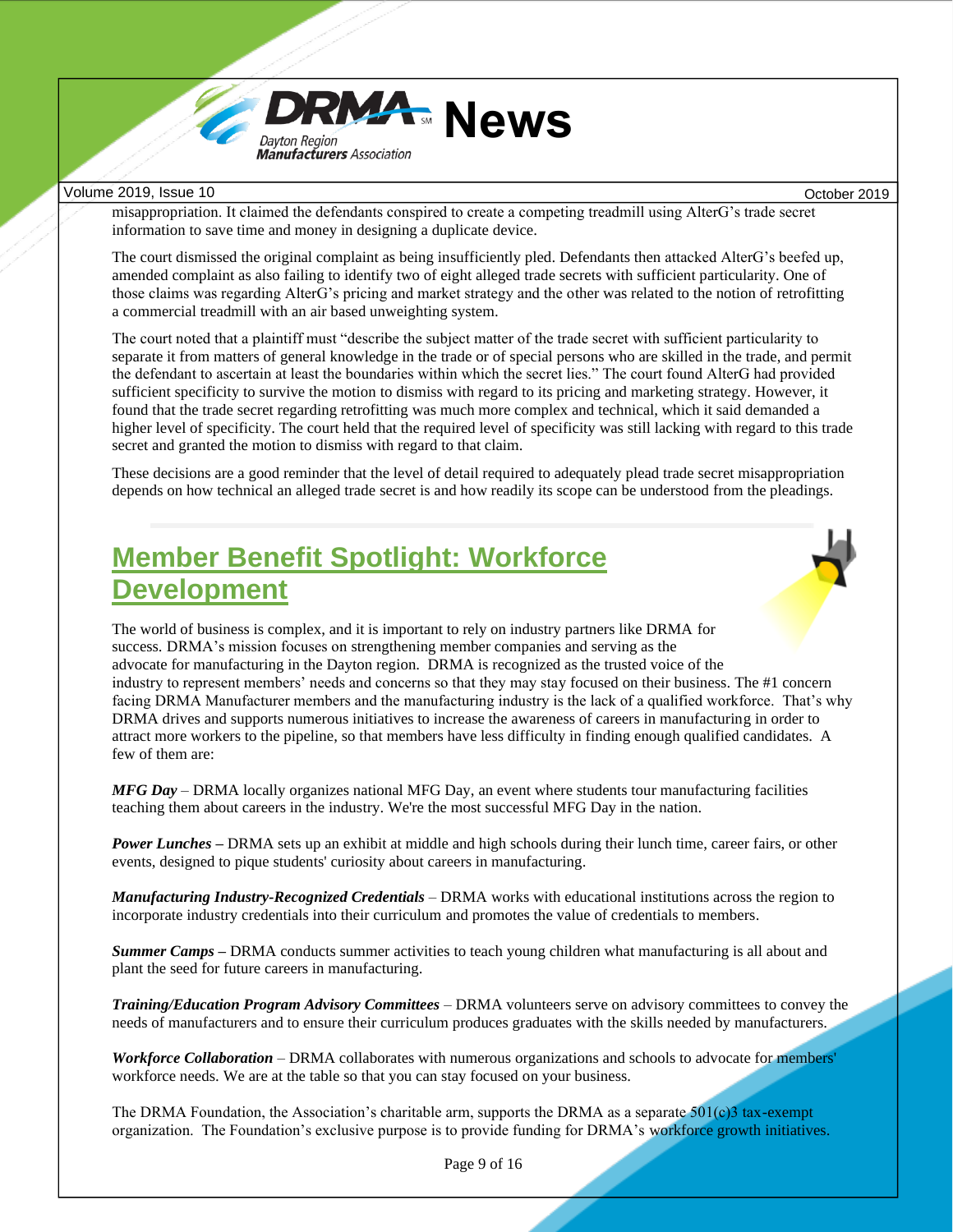misappropriation. It claimed the defendants conspired to create a competing treadmill using AlterG's trade secret information to save time and money in designing a duplicate device.

The court dismissed the original complaint as being insufficiently pled. Defendants then attacked AlterG's beefed up, amended complaint as also failing to identify two of eight alleged trade secrets with sufficient particularity. One of those claims was regarding AlterG's pricing and market strategy and the other was related to the notion of retrofitting a commercial treadmill with an air based unweighting system.

The court noted that a plaintiff must "describe the subject matter of the trade secret with sufficient particularity to separate it from matters of general knowledge in the trade or of special persons who are skilled in the trade, and permit the defendant to ascertain at least the boundaries within which the secret lies." The court found AlterG had provided sufficient specificity to survive the motion to dismiss with regard to its pricing and marketing strategy. However, it found that the trade secret regarding retrofitting was much more complex and technical, which it said demanded a higher level of specificity. The court held that the required level of specificity was still lacking with regard to this trade secret and granted the motion to dismiss with regard to that claim.

These decisions are a good reminder that the level of detail required to adequately plead trade secret misappropriation depends on how technical an alleged trade secret is and how readily its scope can be understood from the pleadings.

## Member Benefit Spotlight: Workforce Development

The world of business is complex, and it is important to rely on industry partners like DRMA for success. DRMA's mission focuses on strengthening member companies and serving as the advocate for manufacturing in the Dayton region. DRMA is recognized as the trusted voice of the industry to represent members' needs and concerns so that they may stay focused on their business. The #1 concern facing DRMA Manufacturer members and the manufacturing industry is the lack of a qualified workforce. That's why DRMA drives and supports numerous initiatives to increase the awareness of careers in manufacturing in order to attract more workers to the pipeline, so that members have less difficulty in finding enough qualified candidates. A few of them are:

***MFG Day*** – DRMA locally organizes national MFG Day, an event where students tour manufacturing facilities teaching them about careers in the industry. We're the most successful MFG Day in the nation.

***Power Lunches*** – DRMA sets up an exhibit at middle and high schools during their lunch time, career fairs, or other events, designed to pique students' curiosity about careers in manufacturing.

***Manufacturing Industry-Recognized Credentials*** – DRMA works with educational institutions across the region to incorporate industry credentials into their curriculum and promotes the value of credentials to members.

***Summer Camps*** – DRMA conducts summer activities to teach young children what manufacturing is all about and plant the seed for future careers in manufacturing.

***Training/Education Program Advisory Committees*** – DRMA volunteers serve on advisory committees to convey the needs of manufacturers and to ensure their curriculum produces graduates with the skills needed by manufacturers.

***Workforce Collaboration*** – DRMA collaborates with numerous organizations and schools to advocate for members' workforce needs. We are at the table so that you can stay focused on your business.

The DRMA Foundation, the Association's charitable arm, supports the DRMA as a separate 501(c)3 tax-exempt organization. The Foundation's exclusive purpose is to provide funding for DRMA's workforce growth initiatives.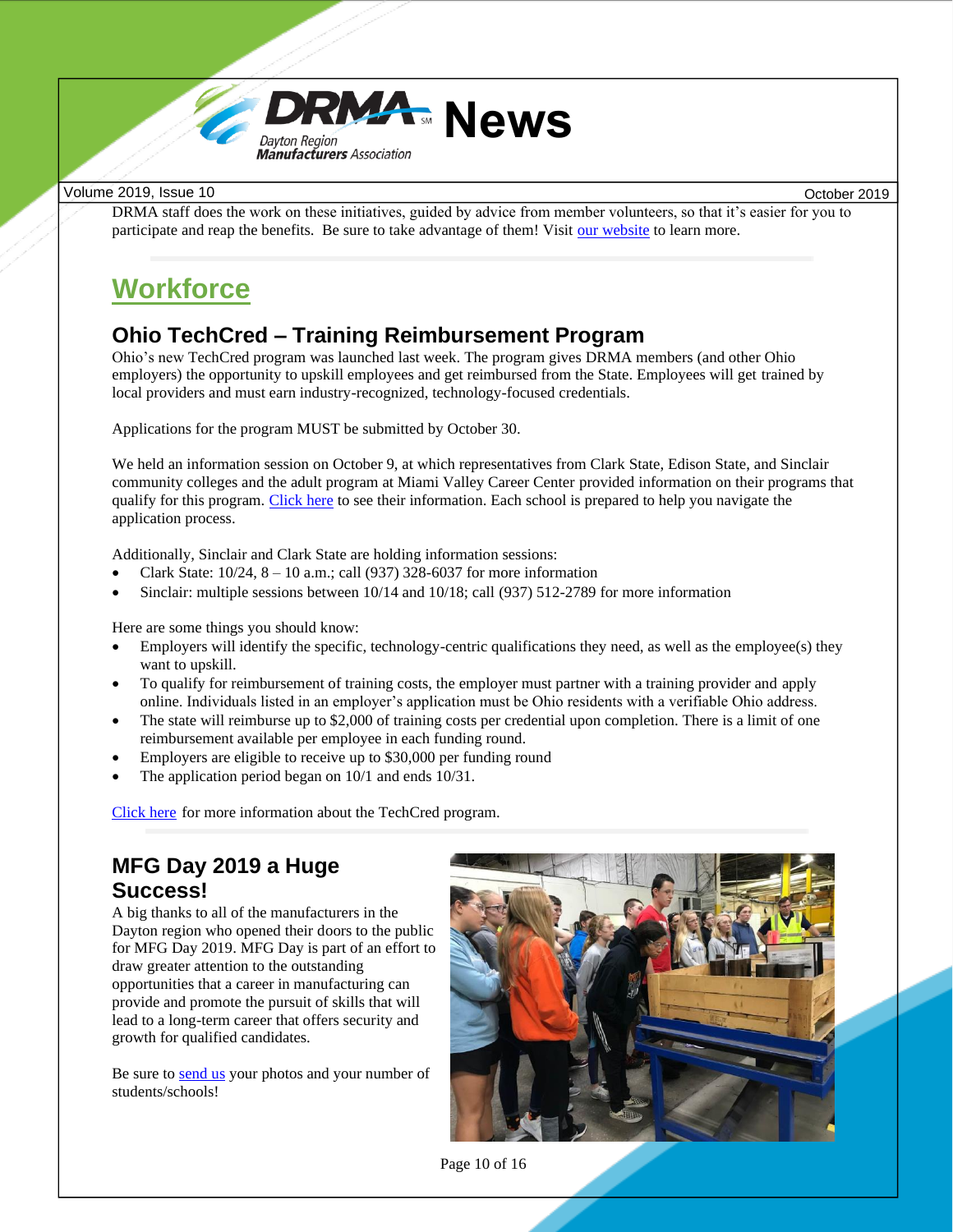DRMA staff does the work on these initiatives, guided by advice from member volunteers, so that it's easier for you to participate and reap the benefits. Be sure to take advantage of them! Visit [our website](#) to learn more.

# Workforce

## Ohio TechCred – Training Reimbursement Program

Ohio's new TechCred program was launched last week. The program gives DRMA members (and other Ohio employers) the opportunity to upskill employees and get reimbursed from the State. Employees will get trained by local providers and must earn industry-recognized, technology-focused credentials.

Applications for the program MUST be submitted by October 30.

We held an information session on October 9, at which representatives from Clark State, Edison State, and Sinclair community colleges and the adult program at Miami Valley Career Center provided information on their programs that qualify for this program. [Click here](#) to see their information. Each school is prepared to help you navigate the application process.

Additionally, Sinclair and Clark State are holding information sessions:

- Clark State: 10/24, 8 – 10 a.m.; call (937) 328-6037 for more information
- Sinclair: multiple sessions between 10/14 and 10/18; call (937) 512-2789 for more information

Here are some things you should know:

- Employers will identify the specific, technology-centric qualifications they need, as well as the employee(s) they want to upskill.
- To qualify for reimbursement of training costs, the employer must partner with a training provider and apply online. Individuals listed in an employer's application must be Ohio residents with a verifiable Ohio address.
- The state will reimburse up to $2,000 of training costs per credential upon completion. There is a limit of one reimbursement available per employee in each funding round.
- Employers are eligible to receive up to $30,000 per funding round
- The application period began on 10/1 and ends 10/31.

[Click here](#) for more information about the TechCred program.

## MFG Day 2019 a Huge Success!

A big thanks to all of the manufacturers in the Dayton region who opened their doors to the public for MFG Day 2019. MFG Day is part of an effort to draw greater attention to the outstanding opportunities that a career in manufacturing can provide and promote the pursuit of skills that will lead to a long-term career that offers security and growth for qualified candidates.

Be sure to [send us](#) your photos and your number of students/schools!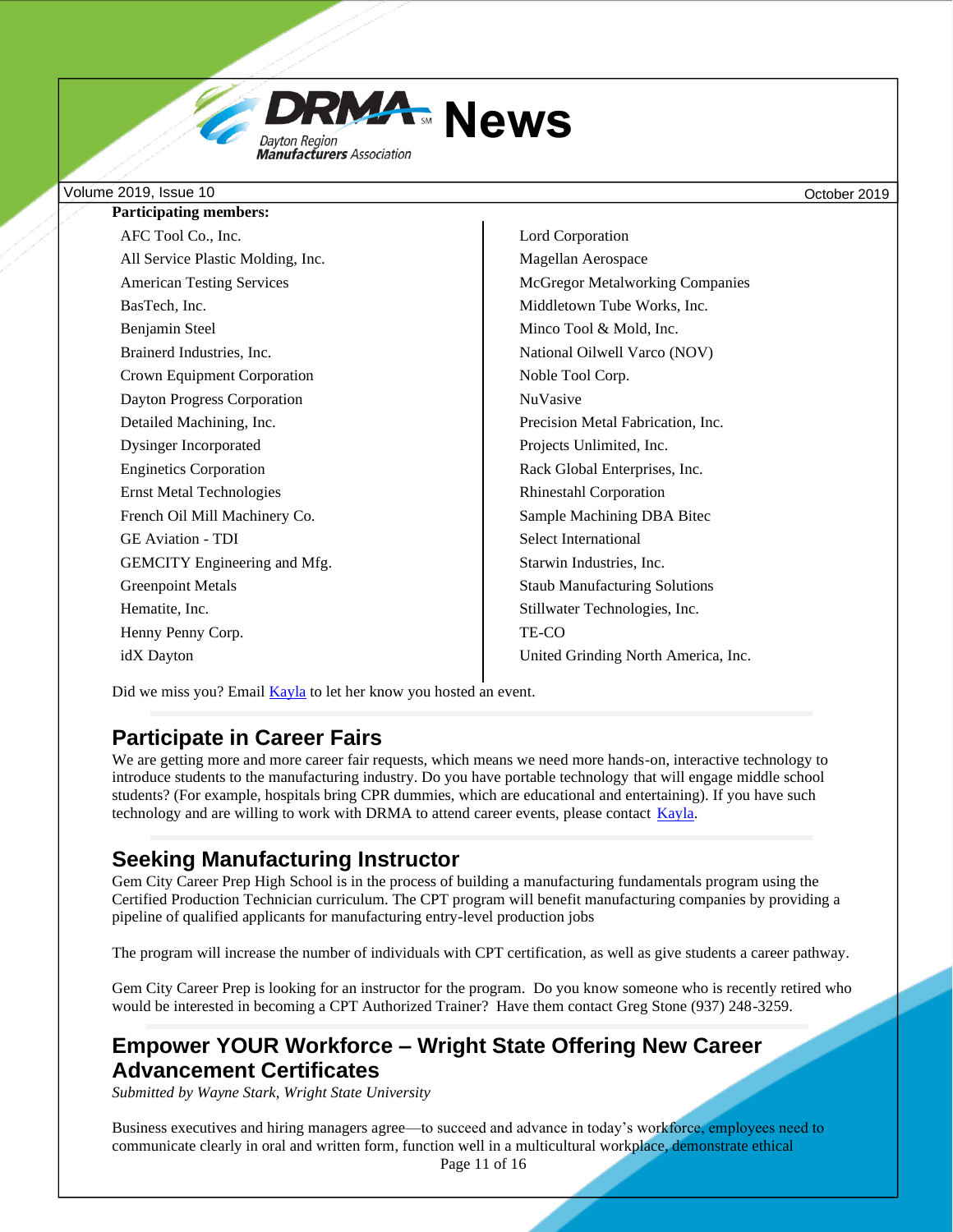**Participating members:**

- AFC Tool Co., Inc.
- All Service Plastic Molding, Inc.
- American Testing Services
- BasTech, Inc.
- Benjamin Steel
- Brainerd Industries, Inc.
- Crown Equipment Corporation
- Dayton Progress Corporation
- Detailed Machining, Inc.
- Dysinger Incorporated
- Enginetics Corporation
- Ernst Metal Technologies
- French Oil Mill Machinery Co.
- GE Aviation - TDI
- GEMCITY Engineering and Mfg.
- Greenpoint Metals
- Hematite, Inc.
- Henny Penny Corp.
- idX Dayton
- Lord Corporation
- Magellan Aerospace
- McGregor Metalworking Companies
- Middletown Tube Works, Inc.
- Minco Tool & Mold, Inc.
- National Oilwell Varco (NOV)
- Noble Tool Corp.
- NuVasive
- Precision Metal Fabrication, Inc.
- Projects Unlimited, Inc.
- Rack Global Enterprises, Inc.
- Rhinestahl Corporation
- Sample Machining DBA Bitec
- Select International
- Starwin Industries, Inc.
- Staub Manufacturing Solutions
- Stillwater Technologies, Inc.
- TE-CO
- United Grinding North America, Inc.

Did we miss you? Email Kayla to let her know you hosted an event.

## Participate in Career Fairs

We are getting more and more career fair requests, which means we need more hands-on, interactive technology to introduce students to the manufacturing industry. Do you have portable technology that will engage middle school students? (For example, hospitals bring CPR dummies, which are educational and entertaining). If you have such technology and are willing to work with DRMA to attend career events, please contact Kayla.

## Seeking Manufacturing Instructor

Gem City Career Prep High School is in the process of building a manufacturing fundamentals program using the Certified Production Technician curriculum. The CPT program will benefit manufacturing companies by providing a pipeline of qualified applicants for manufacturing entry-level production jobs

The program will increase the number of individuals with CPT certification, as well as give students a career pathway.

Gem City Career Prep is looking for an instructor for the program. Do you know someone who is recently retired who would be interested in becoming a CPT Authorized Trainer? Have them contact Greg Stone (937) 248-3259.

## Empower YOUR Workforce – Wright State Offering New Career Advancement Certificates

*Submitted by Wayne Stark, Wright State University*

Business executives and hiring managers agree—to succeed and advance in today's workforce, employees need to communicate clearly in oral and written form, function well in a multicultural workplace, demonstrate ethical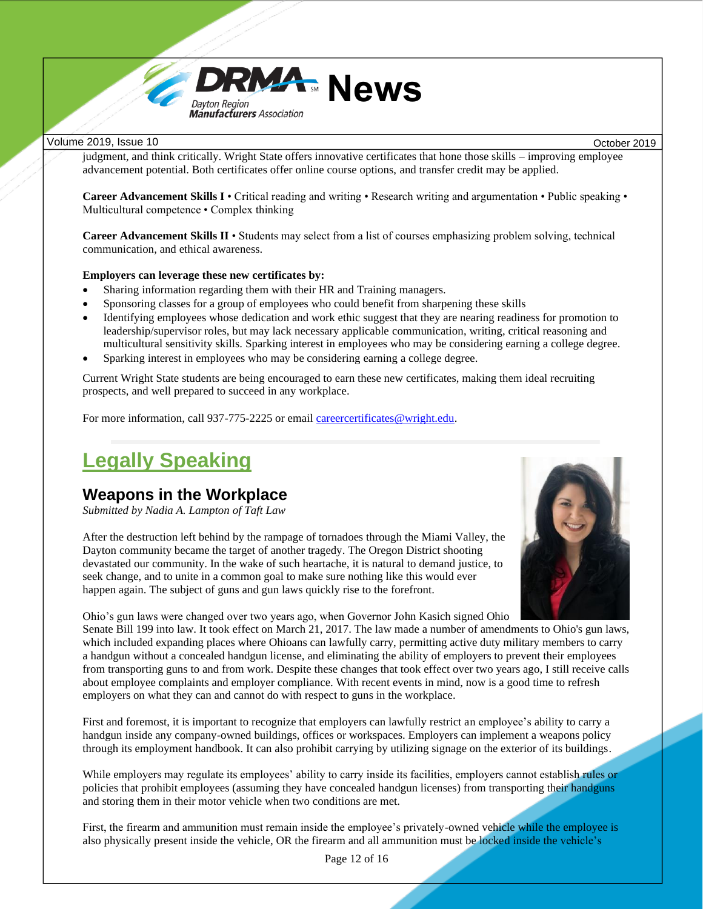judgment, and think critically. Wright State offers innovative certificates that hone those skills – improving employee advancement potential. Both certificates offer online course options, and transfer credit may be applied.

**Career Advancement Skills I** • Critical reading and writing • Research writing and argumentation • Public speaking • Multicultural competence • Complex thinking

**Career Advancement Skills II** • Students may select from a list of courses emphasizing problem solving, technical communication, and ethical awareness.

**Employers can leverage these new certificates by:**

- Sharing information regarding them with their HR and Training managers.
- Sponsoring classes for a group of employees who could benefit from sharpening these skills
- Identifying employees whose dedication and work ethic suggest that they are nearing readiness for promotion to leadership/supervisor roles, but may lack necessary applicable communication, writing, critical reasoning and multicultural sensitivity skills. Sparking interest in employees who may be considering earning a college degree.
- Sparking interest in employees who may be considering earning a college degree.

Current Wright State students are being encouraged to earn these new certificates, making them ideal recruiting prospects, and well prepared to succeed in any workplace.

For more information, call 937-775-2225 or email careercertificates@wright.edu.

# Legally Speaking

## Weapons in the Workplace

*Submitted by Nadia A. Lampton of Taft Law*

After the destruction left behind by the rampage of tornadoes through the Miami Valley, the Dayton community became the target of another tragedy. The Oregon District shooting devastated our community. In the wake of such heartache, it is natural to demand justice, to seek change, and to unite in a common goal to make sure nothing like this would ever happen again. The subject of guns and gun laws quickly rise to the forefront.

Ohio's gun laws were changed over two years ago, when Governor John Kasich signed Ohio Senate Bill 199 into law. It took effect on March 21, 2017. The law made a number of amendments to Ohio's gun laws, which included expanding places where Ohioans can lawfully carry, permitting active duty military members to carry a handgun without a concealed handgun license, and eliminating the ability of employers to prevent their employees from transporting guns to and from work. Despite these changes that took effect over two years ago, I still receive calls about employee complaints and employer compliance. With recent events in mind, now is a good time to refresh employers on what they can and cannot do with respect to guns in the workplace.

First and foremost, it is important to recognize that employers can lawfully restrict an employee's ability to carry a handgun inside any company-owned buildings, offices or workspaces. Employers can implement a weapons policy through its employment handbook. It can also prohibit carrying by utilizing signage on the exterior of its buildings.

While employers may regulate its employees' ability to carry inside its facilities, employers cannot establish rules or policies that prohibit employees (assuming they have concealed handgun licenses) from transporting their handguns and storing them in their motor vehicle when two conditions are met.

First, the firearm and ammunition must remain inside the employee's privately-owned vehicle while the employee is also physically present inside the vehicle, OR the firearm and all ammunition must be locked inside the vehicle's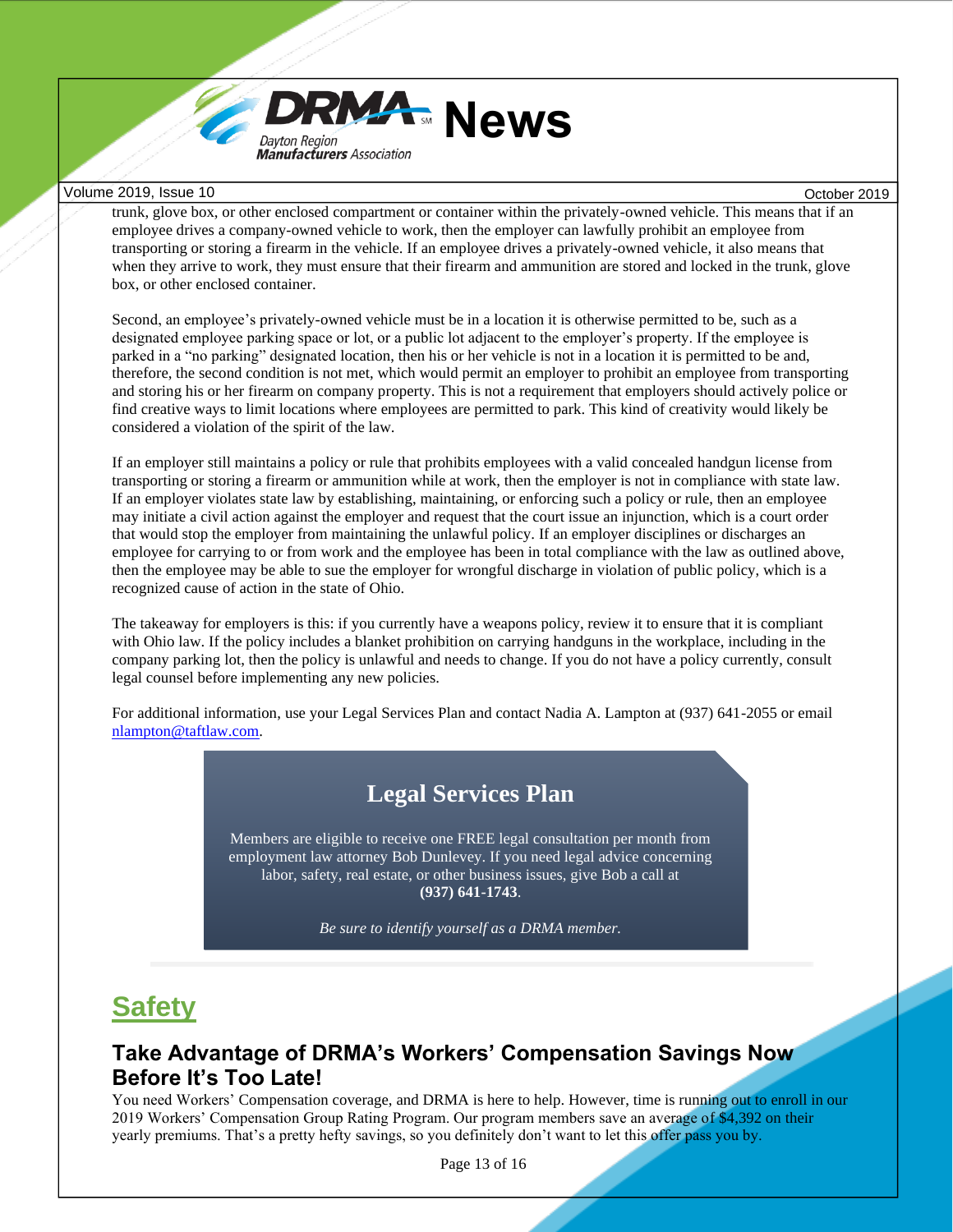trunk, glove box, or other enclosed compartment or container within the privately-owned vehicle. This means that if an employee drives a company-owned vehicle to work, then the employer can lawfully prohibit an employee from transporting or storing a firearm in the vehicle. If an employee drives a privately-owned vehicle, it also means that when they arrive to work, they must ensure that their firearm and ammunition are stored and locked in the trunk, glove box, or other enclosed container.

Second, an employee's privately-owned vehicle must be in a location it is otherwise permitted to be, such as a designated employee parking space or lot, or a public lot adjacent to the employer's property. If the employee is parked in a "no parking" designated location, then his or her vehicle is not in a location it is permitted to be and, therefore, the second condition is not met, which would permit an employer to prohibit an employee from transporting and storing his or her firearm on company property. This is not a requirement that employers should actively police or find creative ways to limit locations where employees are permitted to park. This kind of creativity would likely be considered a violation of the spirit of the law.

If an employer still maintains a policy or rule that prohibits employees with a valid concealed handgun license from transporting or storing a firearm or ammunition while at work, then the employer is not in compliance with state law. If an employer violates state law by establishing, maintaining, or enforcing such a policy or rule, then an employee may initiate a civil action against the employer and request that the court issue an injunction, which is a court order that would stop the employer from maintaining the unlawful policy. If an employer disciplines or discharges an employee for carrying to or from work and the employee has been in total compliance with the law as outlined above, then the employee may be able to sue the employer for wrongful discharge in violation of public policy, which is a recognized cause of action in the state of Ohio.

The takeaway for employers is this: if you currently have a weapons policy, review it to ensure that it is compliant with Ohio law. If the policy includes a blanket prohibition on carrying handguns in the workplace, including in the company parking lot, then the policy is unlawful and needs to change. If you do not have a policy currently, consult legal counsel before implementing any new policies.

For additional information, use your Legal Services Plan and contact Nadia A. Lampton at (937) 641-2055 or email nlampton@taftlaw.com.

### Legal Services Plan

Members are eligible to receive one FREE legal consultation per month from employment law attorney Bob Dunlevey. If you need legal advice concerning labor, safety, real estate, or other business issues, give Bob a call at **(937) 641-1743**.

*Be sure to identify yourself as a DRMA member.*

# Safety

## Take Advantage of DRMA's Workers' Compensation Savings Now Before It's Too Late!

You need Workers' Compensation coverage, and DRMA is here to help. However, time is running out to enroll in our 2019 Workers' Compensation Group Rating Program. Our program members save an average of $4,392 on their yearly premiums. That's a pretty hefty savings, so you definitely don't want to let this offer pass you by.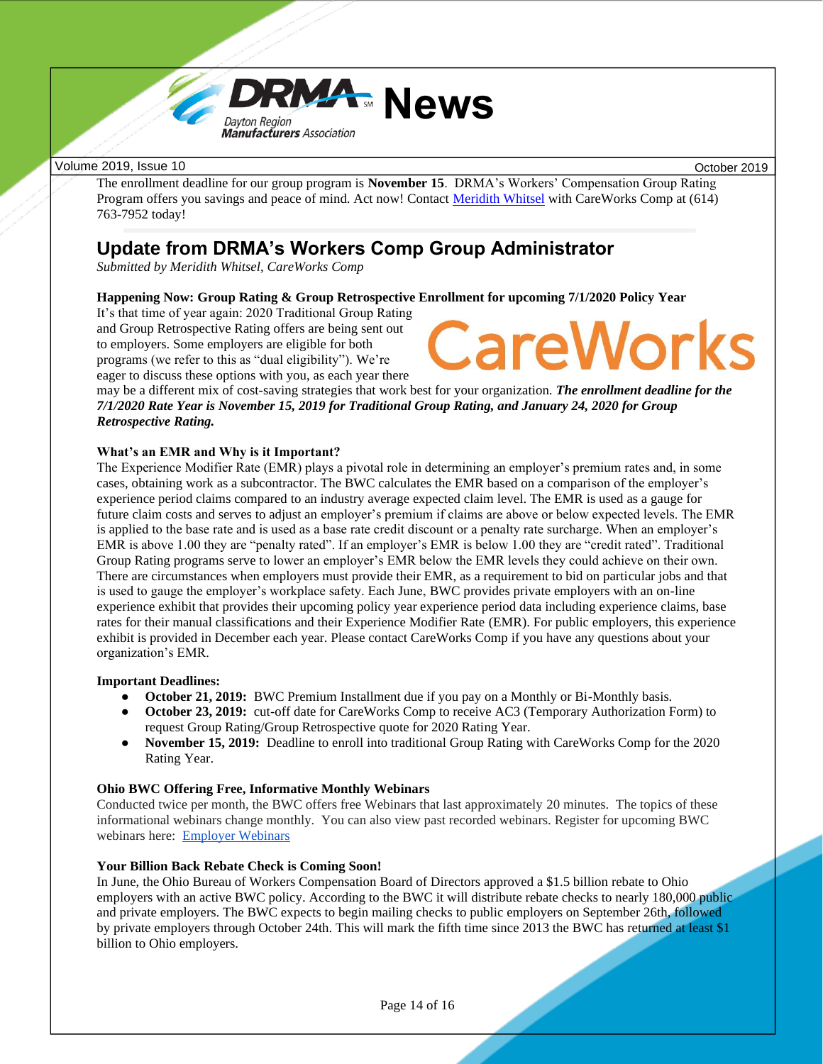The enrollment deadline for our group program is **November 15**. DRMA's Workers' Compensation Group Rating Program offers you savings and peace of mind. Act now! Contact [Meridith Whitsel] with CareWorks Comp at (614) 763-7952 today!

## Update from DRMA's Workers Comp Group Administrator

*Submitted by Meridith Whitsel, CareWorks Comp*

**Happening Now: Group Rating & Group Retrospective Enrollment for upcoming 7/1/2020 Policy Year**

It's that time of year again: 2020 Traditional Group Rating and Group Retrospective Rating offers are being sent out to employers. Some employers are eligible for both programs (we refer to this as "dual eligibility"). We're eager to discuss these options with you, as each year there may be a different mix of cost-saving strategies that work best for your organization. ***The enrollment deadline for the 7/1/2020 Rate Year is November 15, 2019 for Traditional Group Rating, and January 24, 2020 for Group Retrospective Rating.***

**What's an EMR and Why is it Important?**

The Experience Modifier Rate (EMR) plays a pivotal role in determining an employer's premium rates and, in some cases, obtaining work as a subcontractor. The BWC calculates the EMR based on a comparison of the employer's experience period claims compared to an industry average expected claim level. The EMR is used as a gauge for future claim costs and serves to adjust an employer's premium if claims are above or below expected levels. The EMR is applied to the base rate and is used as a base rate credit discount or a penalty rate surcharge. When an employer's EMR is above 1.00 they are "penalty rated". If an employer's EMR is below 1.00 they are "credit rated". Traditional Group Rating programs serve to lower an employer's EMR below the EMR levels they could achieve on their own. There are circumstances when employers must provide their EMR, as a requirement to bid on particular jobs and that is used to gauge the employer's workplace safety. Each June, BWC provides private employers with an on-line experience exhibit that provides their upcoming policy year experience period data including experience claims, base rates for their manual classifications and their Experience Modifier Rate (EMR). For public employers, this experience exhibit is provided in December each year. Please contact CareWorks Comp if you have any questions about your organization's EMR.

**Important Deadlines:**

- **October 21, 2019:** BWC Premium Installment due if you pay on a Monthly or Bi-Monthly basis.
- **October 23, 2019:** cut-off date for CareWorks Comp to receive AC3 (Temporary Authorization Form) to request Group Rating/Group Retrospective quote for 2020 Rating Year.
- **November 15, 2019:** Deadline to enroll into traditional Group Rating with CareWorks Comp for the 2020 Rating Year.

**Ohio BWC Offering Free, Informative Monthly Webinars**

Conducted twice per month, the BWC offers free Webinars that last approximately 20 minutes. The topics of these informational webinars change monthly. You can also view past recorded webinars. Register for upcoming BWC webinars here: [Employer Webinars]

**Your Billion Back Rebate Check is Coming Soon!**

In June, the Ohio Bureau of Workers Compensation Board of Directors approved a $1.5 billion rebate to Ohio employers with an active BWC policy. According to the BWC it will distribute rebate checks to nearly 180,000 public and private employers. The BWC expects to begin mailing checks to public employers on September 26th, followed by private employers through October 24th. This will mark the fifth time since 2013 the BWC has returned at least $1 billion to Ohio employers.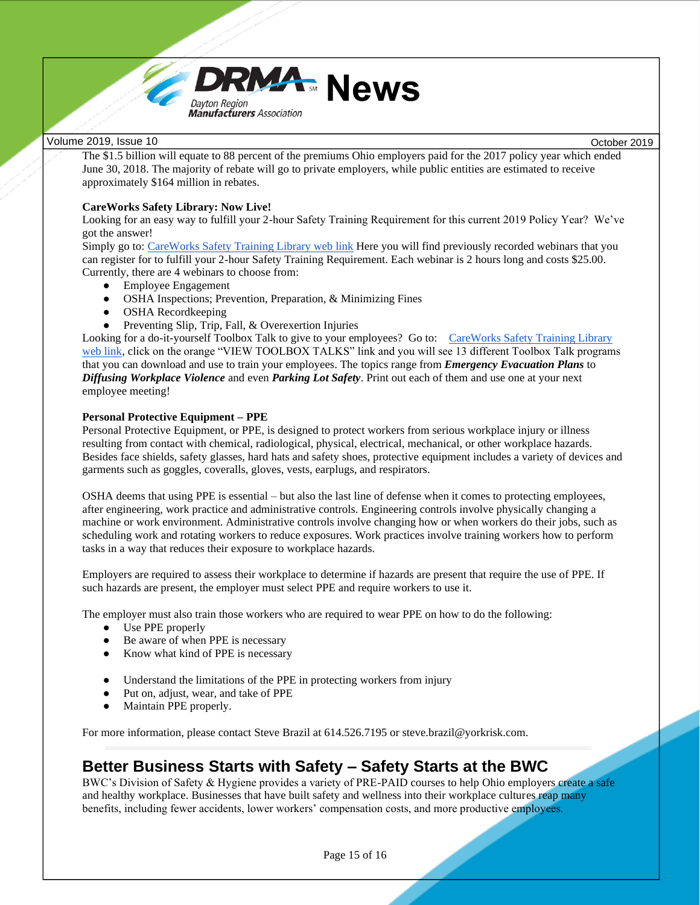The $1.5 billion will equate to 88 percent of the premiums Ohio employers paid for the 2017 policy year which ended June 30, 2018. The majority of rebate will go to private employers, while public entities are estimated to receive approximately $164 million in rebates.

**CareWorks Safety Library: Now Live!**

Looking for an easy way to fulfill your 2-hour Safety Training Requirement for this current 2019 Policy Year? We've got the answer!

Simply go to: CareWorks Safety Training Library web link Here you will find previously recorded webinars that you can register for to fulfill your 2-hour Safety Training Requirement. Each webinar is 2 hours long and costs $25.00. Currently, there are 4 webinars to choose from:

- Employee Engagement
- OSHA Inspections; Prevention, Preparation, & Minimizing Fines
- OSHA Recordkeeping
- Preventing Slip, Trip, Fall, & Overexertion Injuries

Looking for a do-it-yourself Toolbox Talk to give to your employees? Go to: CareWorks Safety Training Library web link, click on the orange "VIEW TOOLBOX TALKS" link and you will see 13 different Toolbox Talk programs that you can download and use to train your employees. The topics range from ***Emergency Evacuation Plans*** to ***Diffusing Workplace Violence*** and even ***Parking Lot Safety***. Print out each of them and use one at your next employee meeting!

**Personal Protective Equipment – PPE**

Personal Protective Equipment, or PPE, is designed to protect workers from serious workplace injury or illness resulting from contact with chemical, radiological, physical, electrical, mechanical, or other workplace hazards. Besides face shields, safety glasses, hard hats and safety shoes, protective equipment includes a variety of devices and garments such as goggles, coveralls, gloves, vests, earplugs, and respirators.

OSHA deems that using PPE is essential – but also the last line of defense when it comes to protecting employees, after engineering, work practice and administrative controls. Engineering controls involve physically changing a machine or work environment. Administrative controls involve changing how or when workers do their jobs, such as scheduling work and rotating workers to reduce exposures. Work practices involve training workers how to perform tasks in a way that reduces their exposure to workplace hazards.

Employers are required to assess their workplace to determine if hazards are present that require the use of PPE. If such hazards are present, the employer must select PPE and require workers to use it.

The employer must also train those workers who are required to wear PPE on how to do the following:

- Use PPE properly
- Be aware of when PPE is necessary
- Know what kind of PPE is necessary
- Understand the limitations of the PPE in protecting workers from injury
- Put on, adjust, wear, and take of PPE
- Maintain PPE properly.

For more information, please contact Steve Brazil at 614.526.7195 or steve.brazil@yorkrisk.com.

## Better Business Starts with Safety – Safety Starts at the BWC

BWC's Division of Safety & Hygiene provides a variety of PRE-PAID courses to help Ohio employers create a safe and healthy workplace. Businesses that have built safety and wellness into their workplace cultures reap many benefits, including fewer accidents, lower workers' compensation costs, and more productive employees.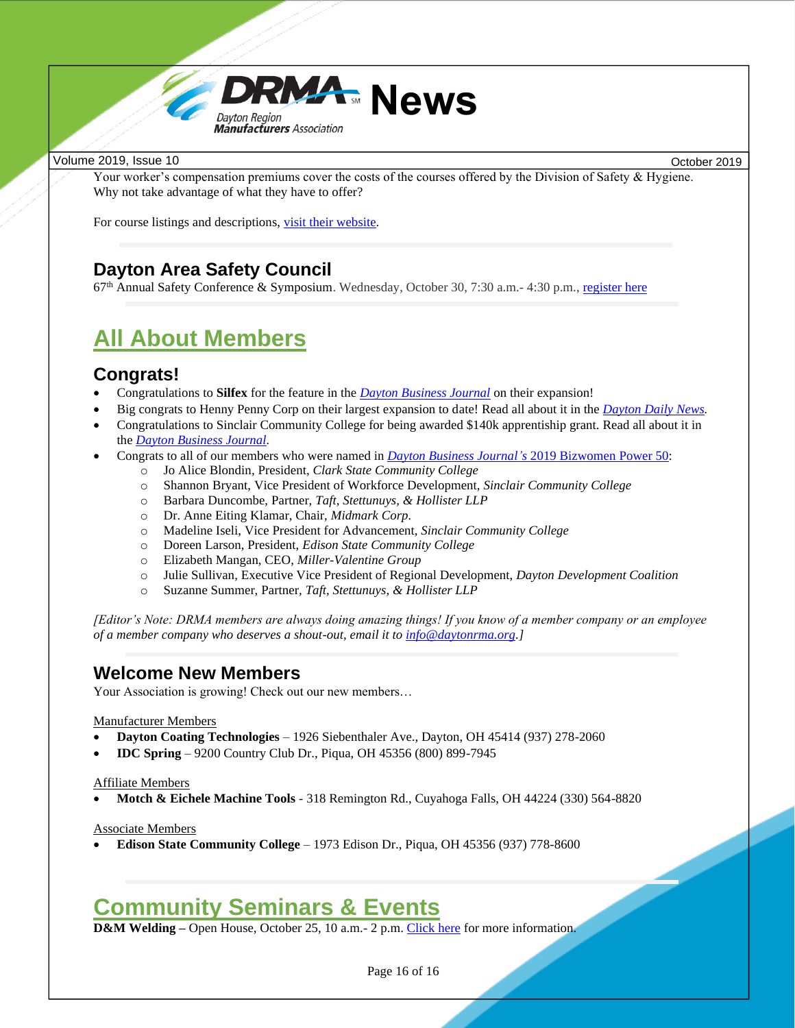Your worker's compensation premiums cover the costs of the courses offered by the Division of Safety & Hygiene. Why not take advantage of what they have to offer?

For course listings and descriptions, visit their website.

### Dayton Area Safety Council

67th Annual Safety Conference & Symposium. Wednesday, October 30, 7:30 a.m.- 4:30 p.m., register here

## All About Members

### Congrats!

- Congratulations to **Silfex** for the feature in the *Dayton Business Journal* on their expansion!
- Big congrats to Henny Penny Corp on their largest expansion to date! Read all about it in the *Dayton Daily News.*
- Congratulations to Sinclair Community College for being awarded $140k apprenticeship grant. Read all about it in the *Dayton Business Journal*.
- Congrats to all of our members who were named in *Dayton Business Journal's* 2019 Bizwomen Power 50:
  - Jo Alice Blondin, President, *Clark State Community College*
  - Shannon Bryant, Vice President of Workforce Development, *Sinclair Community College*
  - Barbara Duncombe, Partner, *Taft, Stettunuys, & Hollister LLP*
  - Dr. Anne Eiting Klamar, Chair, *Midmark Corp.*
  - Madeline Iseli, Vice President for Advancement, *Sinclair Community College*
  - Doreen Larson, President, *Edison State Community College*
  - Elizabeth Mangan, CEO, *Miller-Valentine Group*
  - Julie Sullivan, Executive Vice President of Regional Development, *Dayton Development Coalition*
  - Suzanne Summer, Partner, *Taft, Stettunuys, & Hollister LLP*

*[Editor's Note: DRMA members are always doing amazing things! If you know of a member company or an employee of a member company who deserves a shout-out, email it to info@daytonrma.org.]*

### Welcome New Members

Your Association is growing! Check out our new members…

Manufacturer Members

- **Dayton Coating Technologies** – 1926 Siebenthaler Ave., Dayton, OH 45414 (937) 278-2060
- **IDC Spring** – 9200 Country Club Dr., Piqua, OH 45356 (800) 899-7945

Affiliate Members

- **Motch & Eichele Machine Tools** - 318 Remington Rd., Cuyahoga Falls, OH 44224 (330) 564-8820

Associate Members

- **Edison State Community College** – 1973 Edison Dr., Piqua, OH 45356 (937) 778-8600

## Community Seminars & Events

**D&M Welding –** Open House, October 25, 10 a.m.- 2 p.m. Click here for more information.